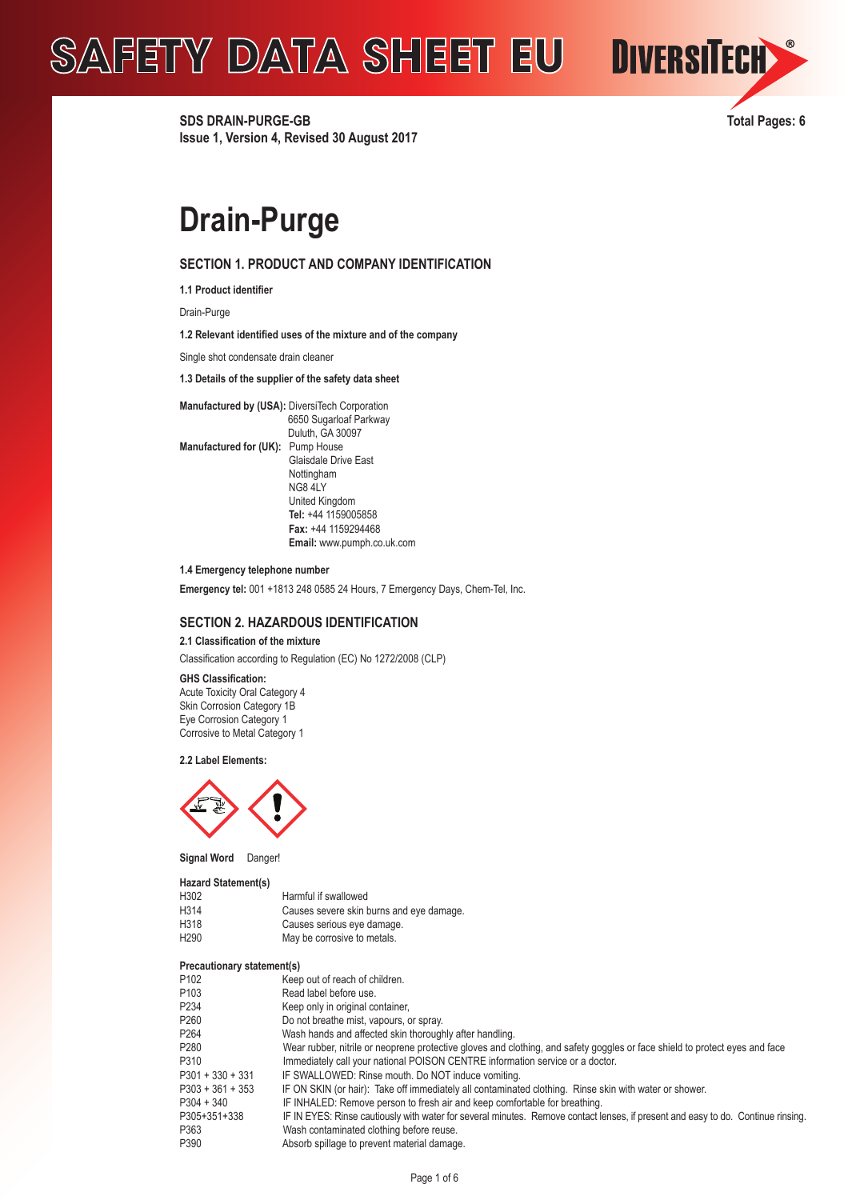# SAFETY DATA SHEET EU

**SDS DRAIN-PURGE-GB**
**Issue 1, Version 4, Revised 30 August 2017**

**Total Pages: 6**

# Drain-Purge

## SECTION 1. PRODUCT AND COMPANY IDENTIFICATION

**1.1 Product identifier**

Drain-Purge

**1.2 Relevant identified uses of the mixture and of the company**

Single shot condensate drain cleaner

**1.3 Details of the supplier of the safety data sheet**

**Manufactured by (USA):** DiversiTech Corporation
6650 Sugarloaf Parkway
Duluth, GA 30097

**Manufactured for (UK):** Pump House
Glaisdale Drive East
Nottingham
NG8 4LY
United Kingdom
**Tel:** +44 1159005858
**Fax:** +44 1159294468
**Email:** www.pumph.co.uk.com

**1.4 Emergency telephone number**

**Emergency tel:** 001 +1813 248 0585 24 Hours, 7 Emergency Days, Chem-Tel, Inc.

## SECTION 2. HAZARDOUS IDENTIFICATION

**2.1 Classification of the mixture**

Classification according to Regulation (EC) No 1272/2008 (CLP)

**GHS Classification:**
Acute Toxicity Oral Category 4
Skin Corrosion Category 1B
Eye Corrosion Category 1
Corrosive to Metal Category 1

**2.2 Label Elements:**

**Signal Word** Danger!

**Hazard Statement(s)**

| | |
|---|---|
| H302 | Harmful if swallowed |
| H314 | Causes severe skin burns and eye damage. |
| H318 | Causes serious eye damage. |
| H290 | May be corrosive to metals. |

**Precautionary statement(s)**

| | |
|---|---|
| P102 | Keep out of reach of children. |
| P103 | Read label before use. |
| P234 | Keep only in original container, |
| P260 | Do not breathe mist, vapours, or spray. |
| P264 | Wash hands and affected skin thoroughly after handling. |
| P280 | Wear rubber, nitrile or neoprene protective gloves and clothing, and safety goggles or face shield to protect eyes and face |
| P310 | Immediately call your national POISON CENTRE information service or a doctor. |
| P301 + 330 + 331 | IF SWALLOWED: Rinse mouth. Do NOT induce vomiting. |
| P303 + 361 + 353 | IF ON SKIN (or hair): Take off immediately all contaminated clothing. Rinse skin with water or shower. |
| P304 + 340 | IF INHALED: Remove person to fresh air and keep comfortable for breathing. |
| P305+351+338 | IF IN EYES: Rinse cautiously with water for several minutes. Remove contact lenses, if present and easy to do. Continue rinsing. |
| P363 | Wash contaminated clothing before reuse. |
| P390 | Absorb spillage to prevent material damage. |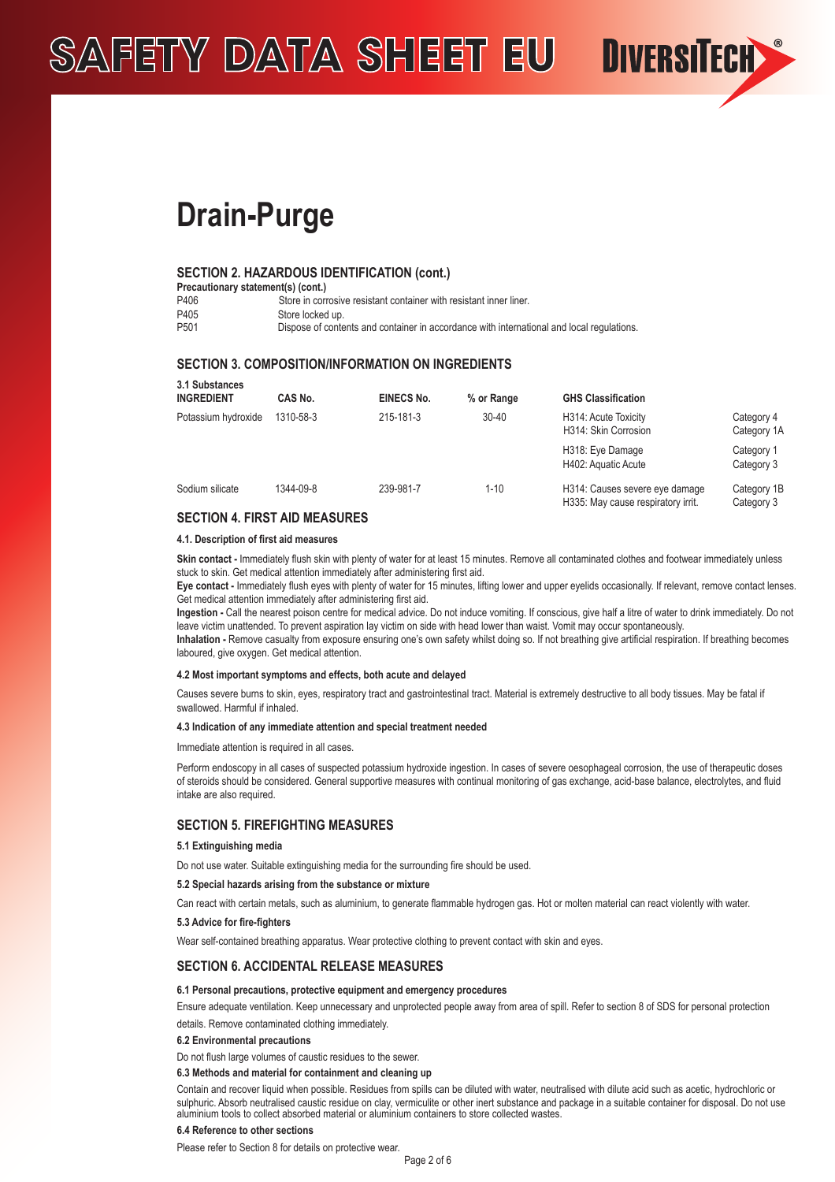# Drain-Purge

## SECTION 2. HAZARDOUS IDENTIFICATION (cont.)

**Precautionary statement(s) (cont.)**

| | |
|---|---|
| P406 | Store in corrosive resistant container with resistant inner liner. |
| P405 | Store locked up. |
| P501 | Dispose of contents and container in accordance with international and local regulations. |

## SECTION 3. COMPOSITION/INFORMATION ON INGREDIENTS

**3.1 Substances**

| INGREDIENT | CAS No. | EINECS No. | % or Range | GHS Classification | |
|---|---|---|---|---|---|
| Potassium hydroxide | 1310-58-3 | 215-181-3 | 30-40 | H314: Acute Toxicity<br>H314: Skin Corrosion | Category 4<br>Category 1A |
| | | | | H318: Eye Damage<br>H402: Aquatic Acute | Category 1<br>Category 3 |
| Sodium silicate | 1344-09-8 | 239-981-7 | 1-10 | H314: Causes severe eye damage<br>H335: May cause respiratory irrit. | Category 1B<br>Category 3 |

## SECTION 4. FIRST AID MEASURES

### 4.1. Description of first aid measures

**Skin contact -** Immediately flush skin with plenty of water for at least 15 minutes. Remove all contaminated clothes and footwear immediately unless stuck to skin. Get medical attention immediately after administering first aid.

**Eye contact -** Immediately flush eyes with plenty of water for 15 minutes, lifting lower and upper eyelids occasionally. If relevant, remove contact lenses. Get medical attention immediately after administering first aid.

**Ingestion -** Call the nearest poison centre for medical advice. Do not induce vomiting. If conscious, give half a litre of water to drink immediately. Do not leave victim unattended. To prevent aspiration lay victim on side with head lower than waist. Vomit may occur spontaneously.

**Inhalation -** Remove casualty from exposure ensuring one's own safety whilst doing so. If not breathing give artificial respiration. If breathing becomes laboured, give oxygen. Get medical attention.

### 4.2 Most important symptoms and effects, both acute and delayed

Causes severe burns to skin, eyes, respiratory tract and gastrointestinal tract. Material is extremely destructive to all body tissues. May be fatal if swallowed. Harmful if inhaled.

### 4.3 Indication of any immediate attention and special treatment needed

Immediate attention is required in all cases.

Perform endoscopy in all cases of suspected potassium hydroxide ingestion. In cases of severe oesophageal corrosion, the use of therapeutic doses of steroids should be considered. General supportive measures with continual monitoring of gas exchange, acid-base balance, electrolytes, and fluid intake are also required.

## SECTION 5. FIREFIGHTING MEASURES

### 5.1 Extinguishing media

Do not use water. Suitable extinguishing media for the surrounding fire should be used.

### 5.2 Special hazards arising from the substance or mixture

Can react with certain metals, such as aluminium, to generate flammable hydrogen gas. Hot or molten material can react violently with water.

### 5.3 Advice for fire-fighters

Wear self-contained breathing apparatus. Wear protective clothing to prevent contact with skin and eyes.

## SECTION 6. ACCIDENTAL RELEASE MEASURES

### 6.1 Personal precautions, protective equipment and emergency procedures

Ensure adequate ventilation. Keep unnecessary and unprotected people away from area of spill. Refer to section 8 of SDS for personal protection details. Remove contaminated clothing immediately.

### 6.2 Environmental precautions

Do not flush large volumes of caustic residues to the sewer.

### 6.3 Methods and material for containment and cleaning up

Contain and recover liquid when possible. Residues from spills can be diluted with water, neutralised with dilute acid such as acetic, hydrochloric or sulphuric. Absorb neutralised caustic residue on clay, vermiculite or other inert substance and package in a suitable container for disposal. Do not use aluminium tools to collect absorbed material or aluminium containers to store collected wastes.

### 6.4 Reference to other sections

Please refer to Section 8 for details on protective wear.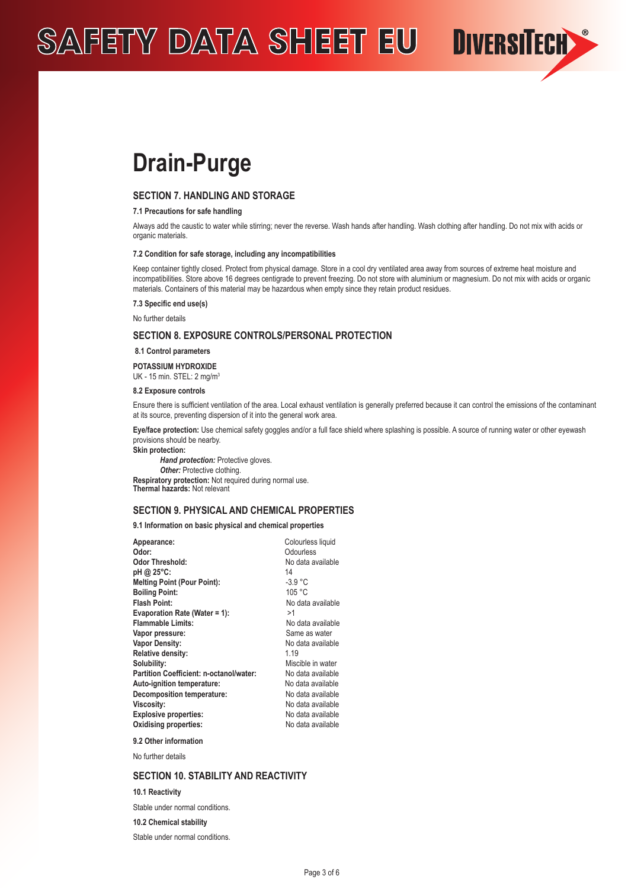# Drain-Purge

## SECTION 7. HANDLING AND STORAGE

### 7.1 Precautions for safe handling

Always add the caustic to water while stirring; never the reverse. Wash hands after handling. Wash clothing after handling. Do not mix with acids or organic materials.

### 7.2 Condition for safe storage, including any incompatibilities

Keep container tightly closed. Protect from physical damage. Store in a cool dry ventilated area away from sources of extreme heat moisture and incompatibilities. Store above 16 degrees centigrade to prevent freezing. Do not store with aluminium or magnesium. Do not mix with acids or organic materials. Containers of this material may be hazardous when empty since they retain product residues.

### 7.3 Specific end use(s)

No further details

## SECTION 8. EXPOSURE CONTROLS/PERSONAL PROTECTION

### 8.1 Control parameters

**POTASSIUM HYDROXIDE**
UK - 15 min. STEL: 2 mg/m$^3$

### 8.2 Exposure controls

Ensure there is sufficient ventilation of the area. Local exhaust ventilation is generally preferred because it can control the emissions of the contaminant at its source, preventing dispersion of it into the general work area.

**Eye/face protection:** Use chemical safety goggles and/or a full face shield where splashing is possible. A source of running water or other eyewash provisions should be nearby.
**Skin protection:**
***Hand protection:*** Protective gloves.
***Other:*** Protective clothing.
**Respiratory protection:** Not required during normal use.
**Thermal hazards:** Not relevant

## SECTION 9. PHYSICAL AND CHEMICAL PROPERTIES

### 9.1 Information on basic physical and chemical properties

| | |
|---|---|
| **Appearance:** | Colourless liquid |
| **Odor:** | Odourless |
| **Odor Threshold:** | No data available |
| **pH @ 25°C:** | 14 |
| **Melting Point (Pour Point):** | -3.9 °C |
| **Boiling Point:** | 105 °C |
| **Flash Point:** | No data available |
| **Evaporation Rate (Water = 1):** | >1 |
| **Flammable Limits:** | No data available |
| **Vapor pressure:** | Same as water |
| **Vapor Density:** | No data available |
| **Relative density:** | 1.19 |
| **Solubility:** | Miscible in water |
| **Partition Coefficient: n-octanol/water:** | No data available |
| **Auto-ignition temperature:** | No data available |
| **Decomposition temperature:** | No data available |
| **Viscosity:** | No data available |
| **Explosive properties:** | No data available |
| **Oxidising properties:** | No data available |

### 9.2 Other information

No further details

## SECTION 10. STABILITY AND REACTIVITY

### 10.1 Reactivity

Stable under normal conditions.

### 10.2 Chemical stability

Stable under normal conditions.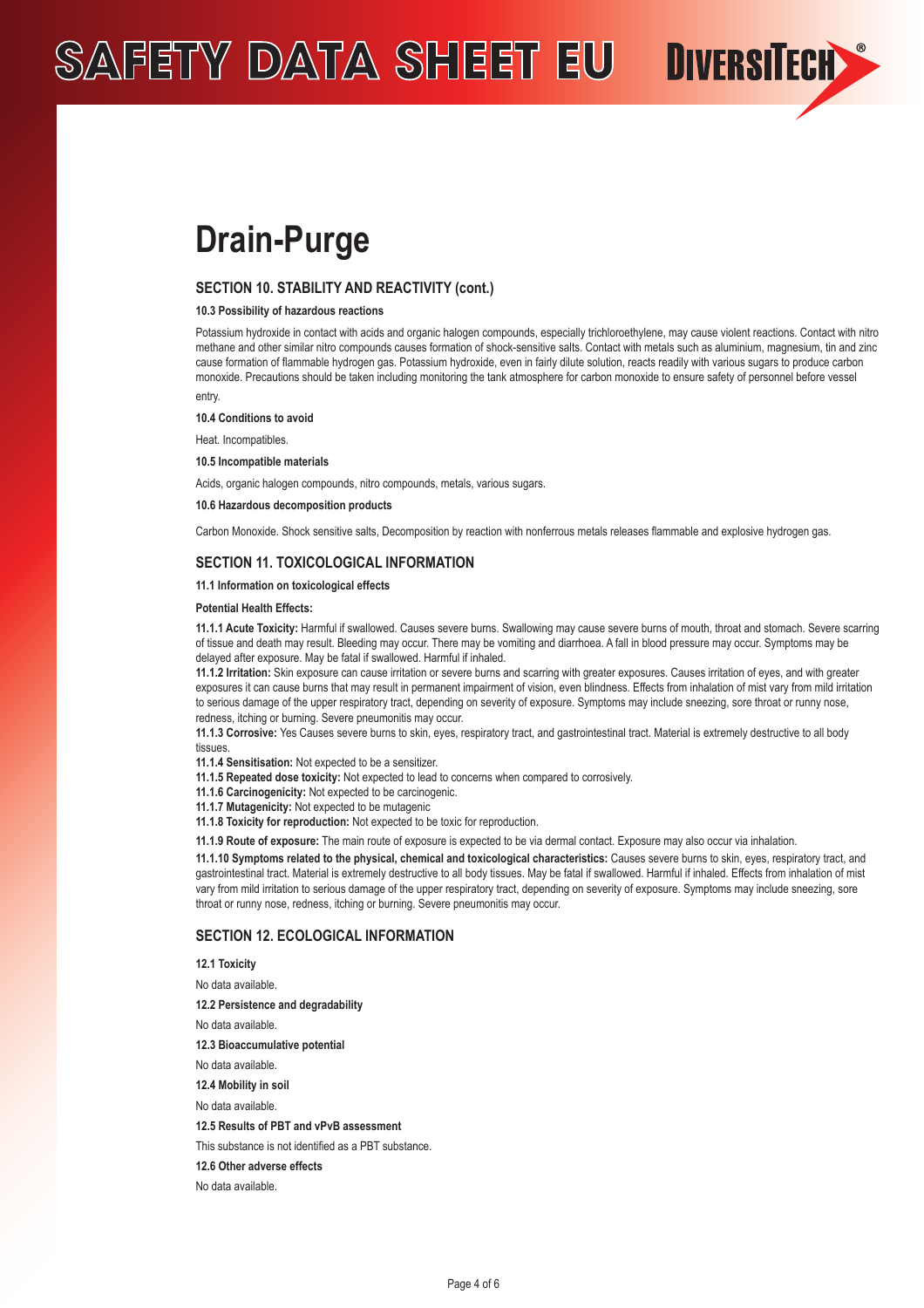# Drain-Purge

## SECTION 10. STABILITY AND REACTIVITY (cont.)

**10.3 Possibility of hazardous reactions**

Potassium hydroxide in contact with acids and organic halogen compounds, especially trichloroethylene, may cause violent reactions. Contact with nitro methane and other similar nitro compounds causes formation of shock-sensitive salts. Contact with metals such as aluminium, magnesium, tin and zinc cause formation of flammable hydrogen gas. Potassium hydroxide, even in fairly dilute solution, reacts readily with various sugars to produce carbon monoxide. Precautions should be taken including monitoring the tank atmosphere for carbon monoxide to ensure safety of personnel before vessel entry.

**10.4 Conditions to avoid**

Heat. Incompatibles.

**10.5 Incompatible materials**

Acids, organic halogen compounds, nitro compounds, metals, various sugars.

**10.6 Hazardous decomposition products**

Carbon Monoxide. Shock sensitive salts, Decomposition by reaction with nonferrous metals releases flammable and explosive hydrogen gas.

## SECTION 11. TOXICOLOGICAL INFORMATION

**11.1 Information on toxicological effects**

**Potential Health Effects:**

**11.1.1 Acute Toxicity:** Harmful if swallowed. Causes severe burns. Swallowing may cause severe burns of mouth, throat and stomach. Severe scarring of tissue and death may result. Bleeding may occur. There may be vomiting and diarrhoea. A fall in blood pressure may occur. Symptoms may be delayed after exposure. May be fatal if swallowed. Harmful if inhaled.

**11.1.2 Irritation:** Skin exposure can cause irritation or severe burns and scarring with greater exposures. Causes irritation of eyes, and with greater exposures it can cause burns that may result in permanent impairment of vision, even blindness. Effects from inhalation of mist vary from mild irritation to serious damage of the upper respiratory tract, depending on severity of exposure. Symptoms may include sneezing, sore throat or runny nose, redness, itching or burning. Severe pneumonitis may occur.

**11.1.3 Corrosive:** Yes Causes severe burns to skin, eyes, respiratory tract, and gastrointestinal tract. Material is extremely destructive to all body tissues.

**11.1.4 Sensitisation:** Not expected to be a sensitizer.

**11.1.5 Repeated dose toxicity:** Not expected to lead to concerns when compared to corrosively.

**11.1.6 Carcinogenicity:** Not expected to be carcinogenic.

**11.1.7 Mutagenicity:** Not expected to be mutagenic

**11.1.8 Toxicity for reproduction:** Not expected to be toxic for reproduction.

**11.1.9 Route of exposure:** The main route of exposure is expected to be via dermal contact. Exposure may also occur via inhalation.

**11.1.10 Symptoms related to the physical, chemical and toxicological characteristics:** Causes severe burns to skin, eyes, respiratory tract, and gastrointestinal tract. Material is extremely destructive to all body tissues. May be fatal if swallowed. Harmful if inhaled. Effects from inhalation of mist vary from mild irritation to serious damage of the upper respiratory tract, depending on severity of exposure. Symptoms may include sneezing, sore throat or runny nose, redness, itching or burning. Severe pneumonitis may occur.

## SECTION 12. ECOLOGICAL INFORMATION

**12.1 Toxicity**

No data available.

**12.2 Persistence and degradability**

No data available.

**12.3 Bioaccumulative potential**

No data available.

**12.4 Mobility in soil**

No data available.

**12.5 Results of PBT and vPvB assessment**

This substance is not identified as a PBT substance.

**12.6 Other adverse effects**

No data available.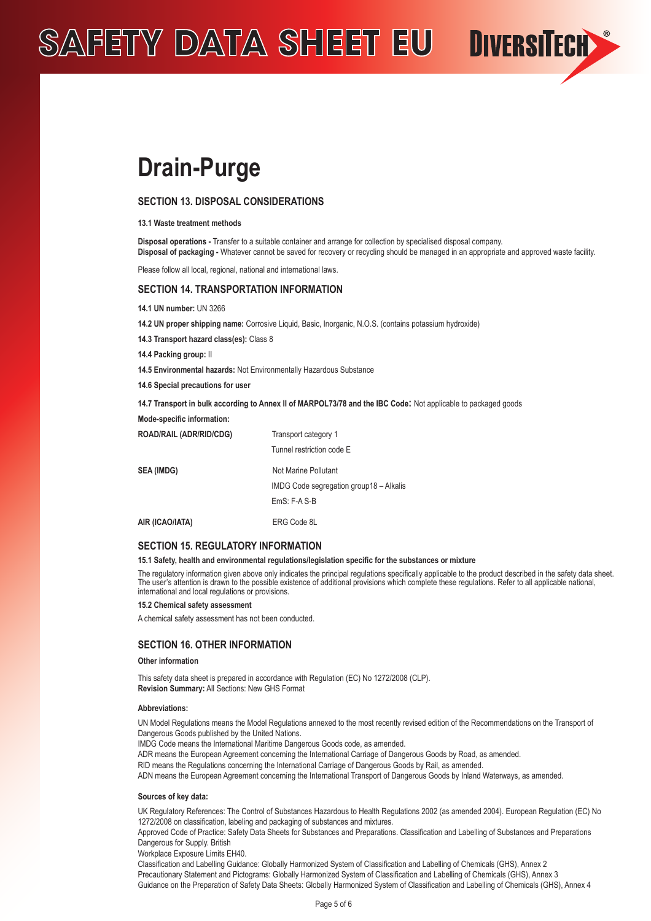# Drain-Purge

## SECTION 13. DISPOSAL CONSIDERATIONS

**13.1 Waste treatment methods**

**Disposal operations -** Transfer to a suitable container and arrange for collection by specialised disposal company.
**Disposal of packaging -** Whatever cannot be saved for recovery or recycling should be managed in an appropriate and approved waste facility.

Please follow all local, regional, national and international laws.

## SECTION 14. TRANSPORTATION INFORMATION

**14.1 UN number:** UN 3266

**14.2 UN proper shipping name:** Corrosive Liquid, Basic, Inorganic, N.O.S. (contains potassium hydroxide)

**14.3 Transport hazard class(es):** Class 8

**14.4 Packing group:** II

**14.5 Environmental hazards:** Not Environmentally Hazardous Substance

**14.6 Special precautions for user**

**14.7 Transport in bulk according to Annex II of MARPOL73/78 and the IBC Code:** Not applicable to packaged goods

**Mode-specific information:**

| | |
|---|---|
| **ROAD/RAIL (ADR/RID/CDG)** | Transport category 1 |
| | Tunnel restriction code E |
| **SEA (IMDG)** | Not Marine Pollutant |
| | IMDG Code segregation group18 – Alkalis |
| | EmS: F-A S-B |
| **AIR (ICAO/IATA)** | ERG Code 8L |

## SECTION 15. REGULATORY INFORMATION

**15.1 Safety, health and environmental regulations/legislation specific for the substances or mixture**

The regulatory information given above only indicates the principal regulations specifically applicable to the product described in the safety data sheet. The user's attention is drawn to the possible existence of additional provisions which complete these regulations. Refer to all applicable national, international and local regulations or provisions.

**15.2 Chemical safety assessment**

A chemical safety assessment has not been conducted.

## SECTION 16. OTHER INFORMATION

**Other information**

This safety data sheet is prepared in accordance with Regulation (EC) No 1272/2008 (CLP).
**Revision Summary:** All Sections: New GHS Format

**Abbreviations:**

UN Model Regulations means the Model Regulations annexed to the most recently revised edition of the Recommendations on the Transport of Dangerous Goods published by the United Nations.
IMDG Code means the International Maritime Dangerous Goods code, as amended.
ADR means the European Agreement concerning the International Carriage of Dangerous Goods by Road, as amended.
RID means the Regulations concerning the International Carriage of Dangerous Goods by Rail, as amended.
ADN means the European Agreement concerning the International Transport of Dangerous Goods by Inland Waterways, as amended.

**Sources of key data:**

UK Regulatory References: The Control of Substances Hazardous to Health Regulations 2002 (as amended 2004). European Regulation (EC) No 1272/2008 on classification, labeling and packaging of substances and mixtures.
Approved Code of Practice: Safety Data Sheets for Substances and Preparations. Classification and Labelling of Substances and Preparations Dangerous for Supply. British
Workplace Exposure Limits EH40.
Classification and Labelling Guidance: Globally Harmonized System of Classification and Labelling of Chemicals (GHS), Annex 2
Precautionary Statement and Pictograms: Globally Harmonized System of Classification and Labelling of Chemicals (GHS), Annex 3
Guidance on the Preparation of Safety Data Sheets: Globally Harmonized System of Classification and Labelling of Chemicals (GHS), Annex 4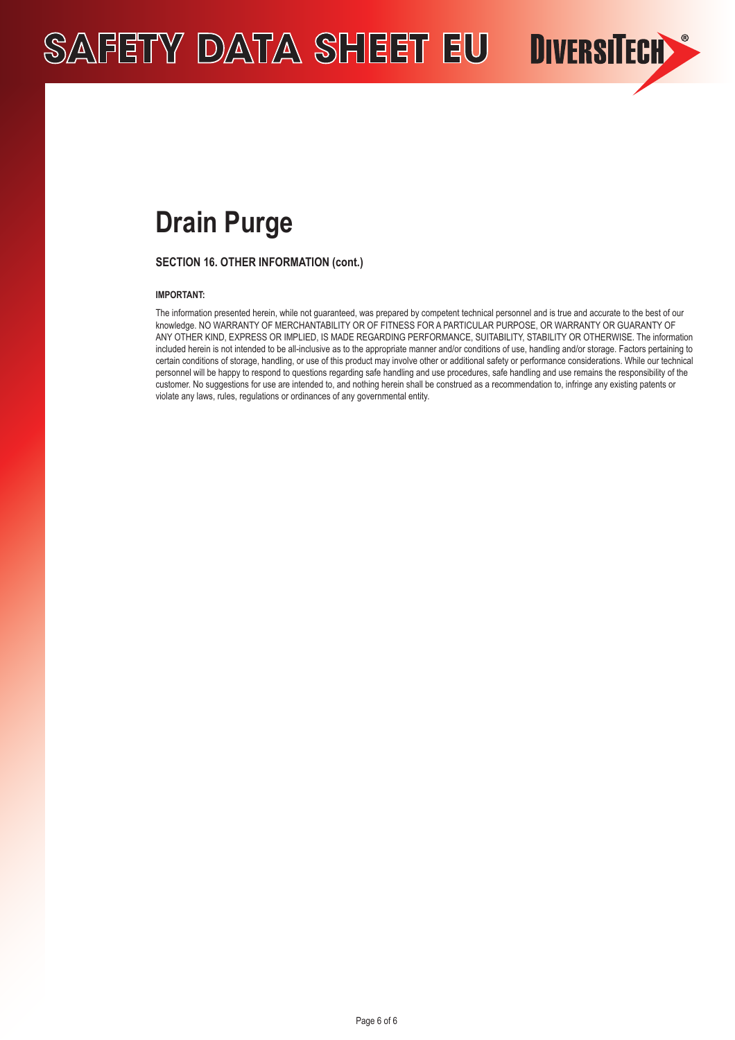# Drain Purge

## SECTION 16. OTHER INFORMATION (cont.)

**IMPORTANT:**

The information presented herein, while not guaranteed, was prepared by competent technical personnel and is true and accurate to the best of our knowledge. NO WARRANTY OF MERCHANTABILITY OR OF FITNESS FOR A PARTICULAR PURPOSE, OR WARRANTY OR GUARANTY OF ANY OTHER KIND, EXPRESS OR IMPLIED, IS MADE REGARDING PERFORMANCE, SUITABILITY, STABILITY OR OTHERWISE. The information included herein is not intended to be all-inclusive as to the appropriate manner and/or conditions of use, handling and/or storage. Factors pertaining to certain conditions of storage, handling, or use of this product may involve other or additional safety or performance considerations. While our technical personnel will be happy to respond to questions regarding safe handling and use procedures, safe handling and use remains the responsibility of the customer. No suggestions for use are intended to, and nothing herein shall be construed as a recommendation to, infringe any existing patents or violate any laws, rules, regulations or ordinances of any governmental entity.